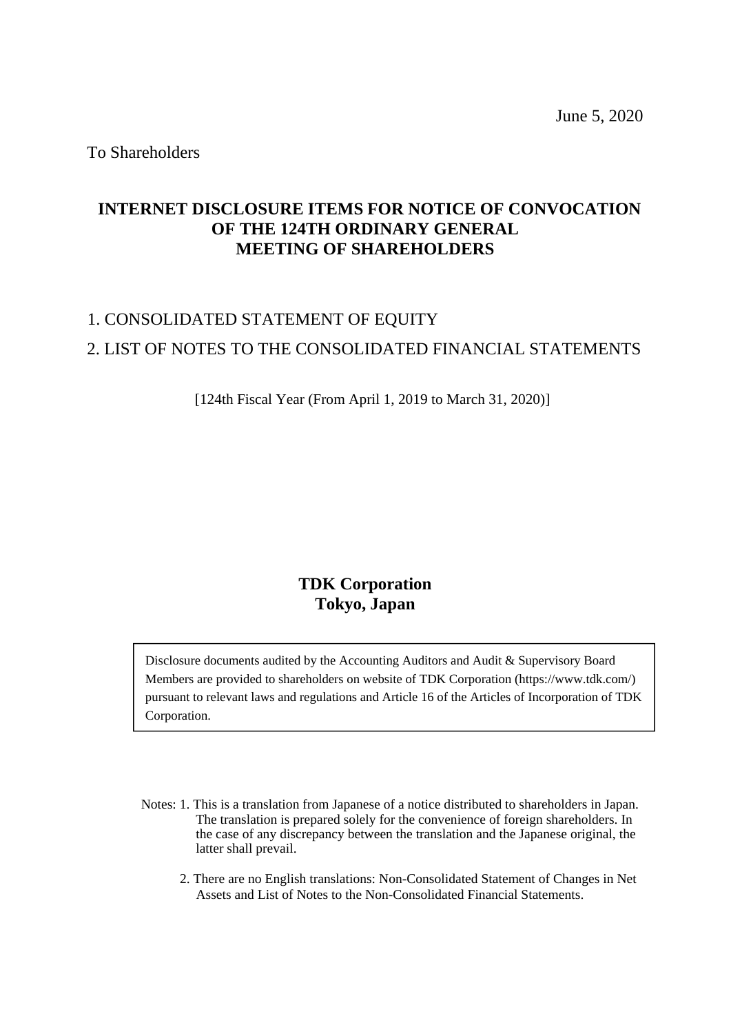June 5, 2020

To Shareholders

# INTERNET DISCLOSURE ITEMS FOR NOTICE OF CONVOCATION OF THE 124TH ORDINARY GENERAL MEETING OF SHAREHOLDERS

1. CONSOLIDATED STATEMENT OF EQUITY
2. LIST OF NOTES TO THE CONSOLIDATED FINANCIAL STATEMENTS

[124th Fiscal Year (From April 1, 2019 to March 31, 2020)]

**TDK Corporation**
**Tokyo, Japan**

Disclosure documents audited by the Accounting Auditors and Audit & Supervisory Board Members are provided to shareholders on website of TDK Corporation (https://www.tdk.com/) pursuant to relevant laws and regulations and Article 16 of the Articles of Incorporation of TDK Corporation.

Notes: 1. This is a translation from Japanese of a notice distributed to shareholders in Japan. The translation is prepared solely for the convenience of foreign shareholders. In the case of any discrepancy between the translation and the Japanese original, the latter shall prevail.

2. There are no English translations: Non-Consolidated Statement of Changes in Net Assets and List of Notes to the Non-Consolidated Financial Statements.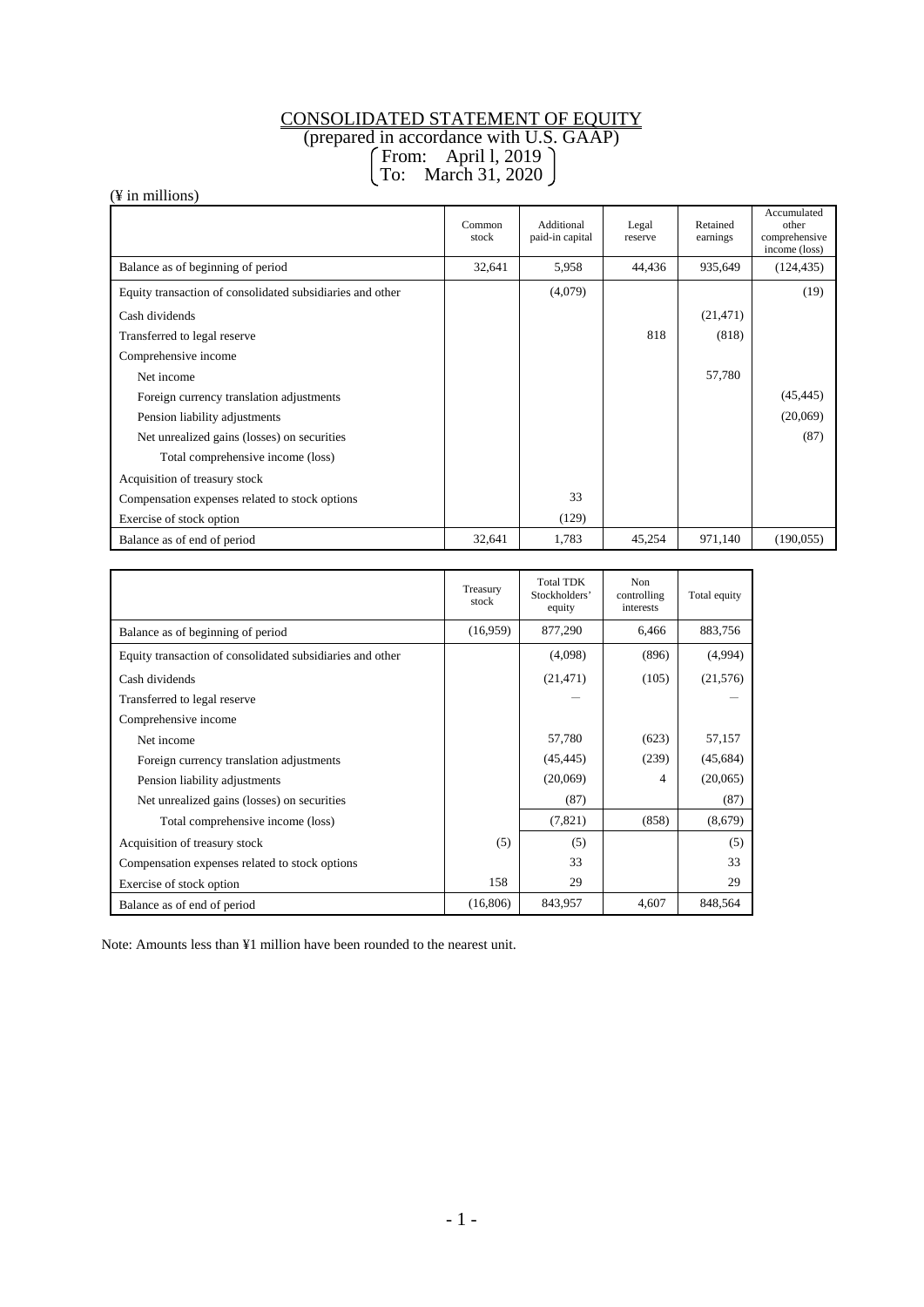# CONSOLIDATED STATEMENT OF EQUITY

(prepared in accordance with U.S. GAAP)

From: April 1, 2019
To: March 31, 2020

(¥ in millions)

| | Common stock | Additional paid-in capital | Legal reserve | Retained earnings | Accumulated other comprehensive income (loss) |
|---|---|---|---|---|---|
| Balance as of beginning of period | 32,641 | 5,958 | 44,436 | 935,649 | (124,435) |
| Equity transaction of consolidated subsidiaries and other | | (4,079) | | | (19) |
| Cash dividends | | | | (21,471) | |
| Transferred to legal reserve | | | 818 | (818) | |
| Comprehensive income | | | | | |
| Net income | | | | 57,780 | |
| Foreign currency translation adjustments | | | | | (45,445) |
| Pension liability adjustments | | | | | (20,069) |
| Net unrealized gains (losses) on securities | | | | | (87) |
| Total comprehensive income (loss) | | | | | |
| Acquisition of treasury stock | | | | | |
| Compensation expenses related to stock options | | 33 | | | |
| Exercise of stock option | | (129) | | | |
| Balance as of end of period | 32,641 | 1,783 | 45,254 | 971,140 | (190,055) |

| | Treasury stock | Total TDK Stockholders' equity | Non controlling interests | Total equity |
|---|---|---|---|---|
| Balance as of beginning of period | (16,959) | 877,290 | 6,466 | 883,756 |
| Equity transaction of consolidated subsidiaries and other | | (4,098) | (896) | (4,994) |
| Cash dividends | | (21,471) | (105) | (21,576) |
| Transferred to legal reserve | | — | | — |
| Comprehensive income | | | | |
| Net income | | 57,780 | (623) | 57,157 |
| Foreign currency translation adjustments | | (45,445) | (239) | (45,684) |
| Pension liability adjustments | | (20,069) | 4 | (20,065) |
| Net unrealized gains (losses) on securities | | (87) | | (87) |
| Total comprehensive income (loss) | | (7,821) | (858) | (8,679) |
| Acquisition of treasury stock | (5) | (5) | | (5) |
| Compensation expenses related to stock options | | 33 | | 33 |
| Exercise of stock option | 158 | 29 | | 29 |
| Balance as of end of period | (16,806) | 843,957 | 4,607 | 848,564 |

Note: Amounts less than ¥1 million have been rounded to the nearest unit.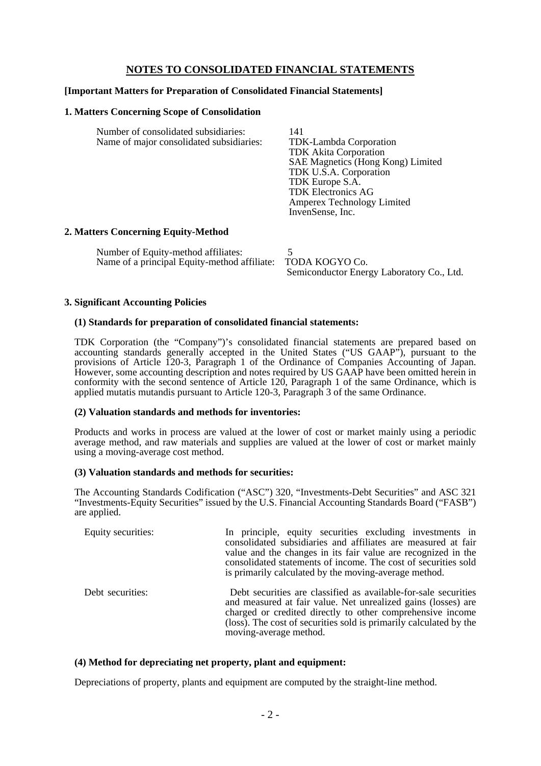# NOTES TO CONSOLIDATED FINANCIAL STATEMENTS

**[Important Matters for Preparation of Consolidated Financial Statements]**

## 1. Matters Concerning Scope of Consolidation

| | |
|---|---|
| Number of consolidated subsidiaries: | 141 |
| Name of major consolidated subsidiaries: | TDK-Lambda Corporation |
| | TDK Akita Corporation |
| | SAE Magnetics (Hong Kong) Limited |
| | TDK U.S.A. Corporation |
| | TDK Europe S.A. |
| | TDK Electronics AG |
| | Amperex Technology Limited |
| | InvenSense, Inc. |

## 2. Matters Concerning Equity-Method

| | |
|---|---|
| Number of Equity-method affiliates: | 5 |
| Name of a principal Equity-method affiliate: | TODA KOGYO Co. |
| | Semiconductor Energy Laboratory Co., Ltd. |

## 3. Significant Accounting Policies

### (1) Standards for preparation of consolidated financial statements:

TDK Corporation (the "Company")'s consolidated financial statements are prepared based on accounting standards generally accepted in the United States ("US GAAP"), pursuant to the provisions of Article 120-3, Paragraph 1 of the Ordinance of Companies Accounting of Japan. However, some accounting description and notes required by US GAAP have been omitted herein in conformity with the second sentence of Article 120, Paragraph 1 of the same Ordinance, which is applied mutatis mutandis pursuant to Article 120-3, Paragraph 3 of the same Ordinance.

### (2) Valuation standards and methods for inventories:

Products and works in process are valued at the lower of cost or market mainly using a periodic average method, and raw materials and supplies are valued at the lower of cost or market mainly using a moving-average cost method.

### (3) Valuation standards and methods for securities:

The Accounting Standards Codification ("ASC") 320, "Investments-Debt Securities" and ASC 321 "Investments-Equity Securities" issued by the U.S. Financial Accounting Standards Board ("FASB") are applied.

| | |
|---|---|
| Equity securities: | In principle, equity securities excluding investments in consolidated subsidiaries and affiliates are measured at fair value and the changes in its fair value are recognized in the consolidated statements of income. The cost of securities sold is primarily calculated by the moving-average method. |
| Debt securities: | Debt securities are classified as available-for-sale securities and measured at fair value. Net unrealized gains (losses) are charged or credited directly to other comprehensive income (loss). The cost of securities sold is primarily calculated by the moving-average method. |

### (4) Method for depreciating net property, plant and equipment:

Depreciations of property, plants and equipment are computed by the straight-line method.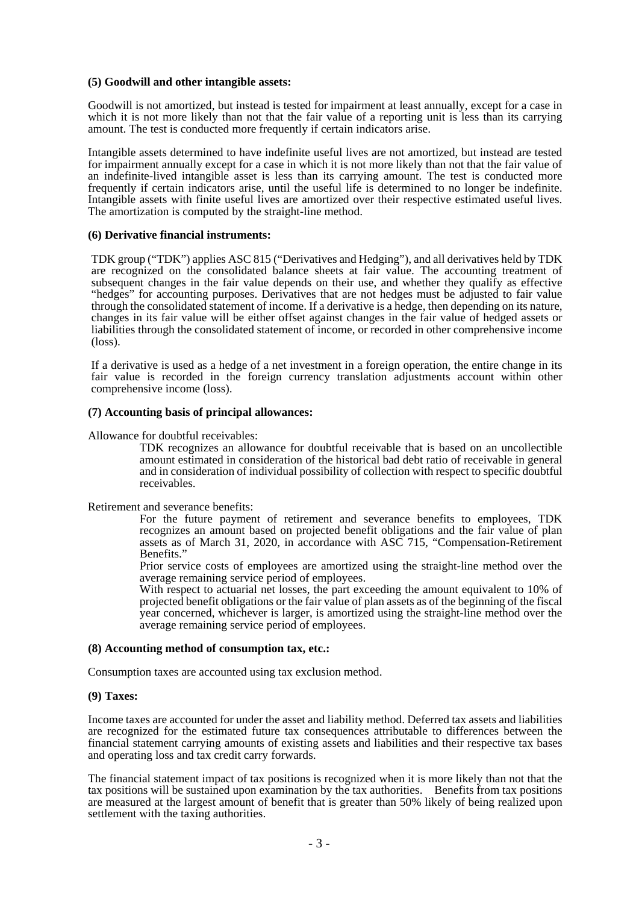**(5) Goodwill and other intangible assets:**

Goodwill is not amortized, but instead is tested for impairment at least annually, except for a case in which it is not more likely than not that the fair value of a reporting unit is less than its carrying amount. The test is conducted more frequently if certain indicators arise.

Intangible assets determined to have indefinite useful lives are not amortized, but instead are tested for impairment annually except for a case in which it is not more likely than not that the fair value of an indefinite-lived intangible asset is less than its carrying amount. The test is conducted more frequently if certain indicators arise, until the useful life is determined to no longer be indefinite. Intangible assets with finite useful lives are amortized over their respective estimated useful lives. The amortization is computed by the straight-line method.

**(6) Derivative financial instruments:**

TDK group ("TDK") applies ASC 815 ("Derivatives and Hedging"), and all derivatives held by TDK are recognized on the consolidated balance sheets at fair value. The accounting treatment of subsequent changes in the fair value depends on their use, and whether they qualify as effective "hedges" for accounting purposes. Derivatives that are not hedges must be adjusted to fair value through the consolidated statement of income. If a derivative is a hedge, then depending on its nature, changes in its fair value will be either offset against changes in the fair value of hedged assets or liabilities through the consolidated statement of income, or recorded in other comprehensive income (loss).

If a derivative is used as a hedge of a net investment in a foreign operation, the entire change in its fair value is recorded in the foreign currency translation adjustments account within other comprehensive income (loss).

**(7) Accounting basis of principal allowances:**

Allowance for doubtful receivables:

TDK recognizes an allowance for doubtful receivable that is based on an uncollectible amount estimated in consideration of the historical bad debt ratio of receivable in general and in consideration of individual possibility of collection with respect to specific doubtful receivables.

Retirement and severance benefits:

For the future payment of retirement and severance benefits to employees, TDK recognizes an amount based on projected benefit obligations and the fair value of plan assets as of March 31, 2020, in accordance with ASC 715, "Compensation-Retirement Benefits."

Prior service costs of employees are amortized using the straight-line method over the average remaining service period of employees.

With respect to actuarial net losses, the part exceeding the amount equivalent to 10% of projected benefit obligations or the fair value of plan assets as of the beginning of the fiscal year concerned, whichever is larger, is amortized using the straight-line method over the average remaining service period of employees.

**(8) Accounting method of consumption tax, etc.:**

Consumption taxes are accounted using tax exclusion method.

**(9) Taxes:**

Income taxes are accounted for under the asset and liability method. Deferred tax assets and liabilities are recognized for the estimated future tax consequences attributable to differences between the financial statement carrying amounts of existing assets and liabilities and their respective tax bases and operating loss and tax credit carry forwards.

The financial statement impact of tax positions is recognized when it is more likely than not that the tax positions will be sustained upon examination by the tax authorities. Benefits from tax positions are measured at the largest amount of benefit that is greater than 50% likely of being realized upon settlement with the taxing authorities.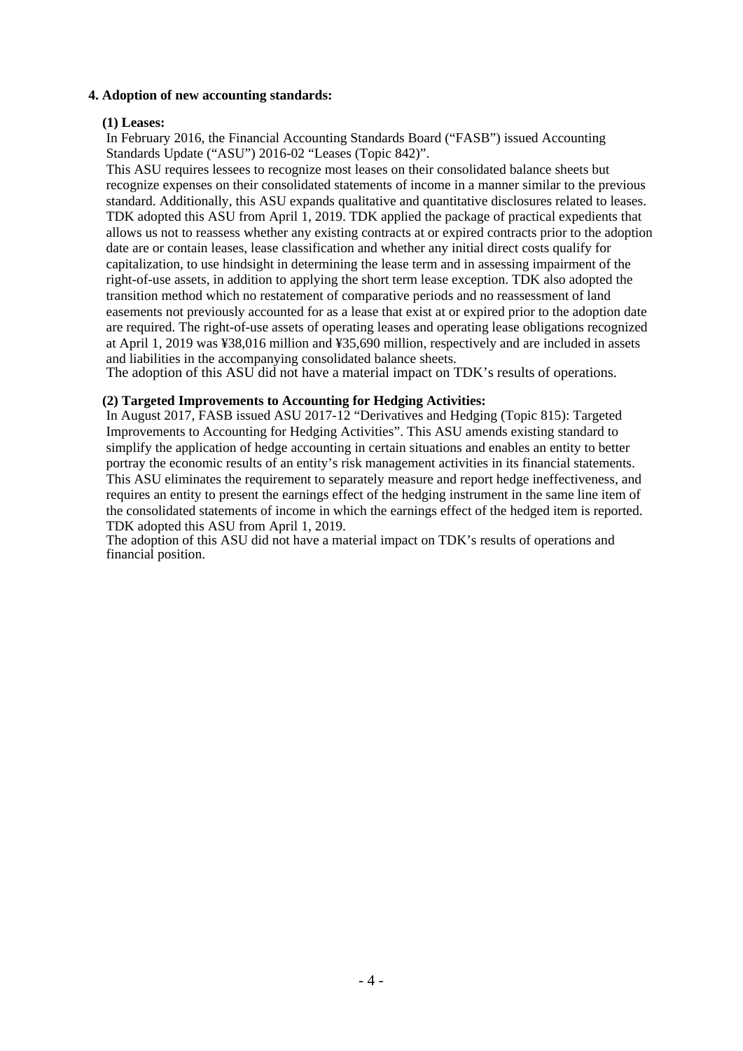## 4. Adoption of new accounting standards:

### (1) Leases:

In February 2016, the Financial Accounting Standards Board ("FASB") issued Accounting Standards Update ("ASU") 2016-02 "Leases (Topic 842)".

This ASU requires lessees to recognize most leases on their consolidated balance sheets but recognize expenses on their consolidated statements of income in a manner similar to the previous standard. Additionally, this ASU expands qualitative and quantitative disclosures related to leases. TDK adopted this ASU from April 1, 2019. TDK applied the package of practical expedients that allows us not to reassess whether any existing contracts at or expired contracts prior to the adoption date are or contain leases, lease classification and whether any initial direct costs qualify for capitalization, to use hindsight in determining the lease term and in assessing impairment of the right-of-use assets, in addition to applying the short term lease exception. TDK also adopted the transition method which no restatement of comparative periods and no reassessment of land easements not previously accounted for as a lease that exist at or expired prior to the adoption date are required. The right-of-use assets of operating leases and operating lease obligations recognized at April 1, 2019 was ¥38,016 million and ¥35,690 million, respectively and are included in assets and liabilities in the accompanying consolidated balance sheets.

The adoption of this ASU did not have a material impact on TDK's results of operations.

### (2) Targeted Improvements to Accounting for Hedging Activities:

In August 2017, FASB issued ASU 2017-12 "Derivatives and Hedging (Topic 815): Targeted Improvements to Accounting for Hedging Activities". This ASU amends existing standard to simplify the application of hedge accounting in certain situations and enables an entity to better portray the economic results of an entity's risk management activities in its financial statements. This ASU eliminates the requirement to separately measure and report hedge ineffectiveness, and requires an entity to present the earnings effect of the hedging instrument in the same line item of the consolidated statements of income in which the earnings effect of the hedged item is reported. TDK adopted this ASU from April 1, 2019.

The adoption of this ASU did not have a material impact on TDK's results of operations and financial position.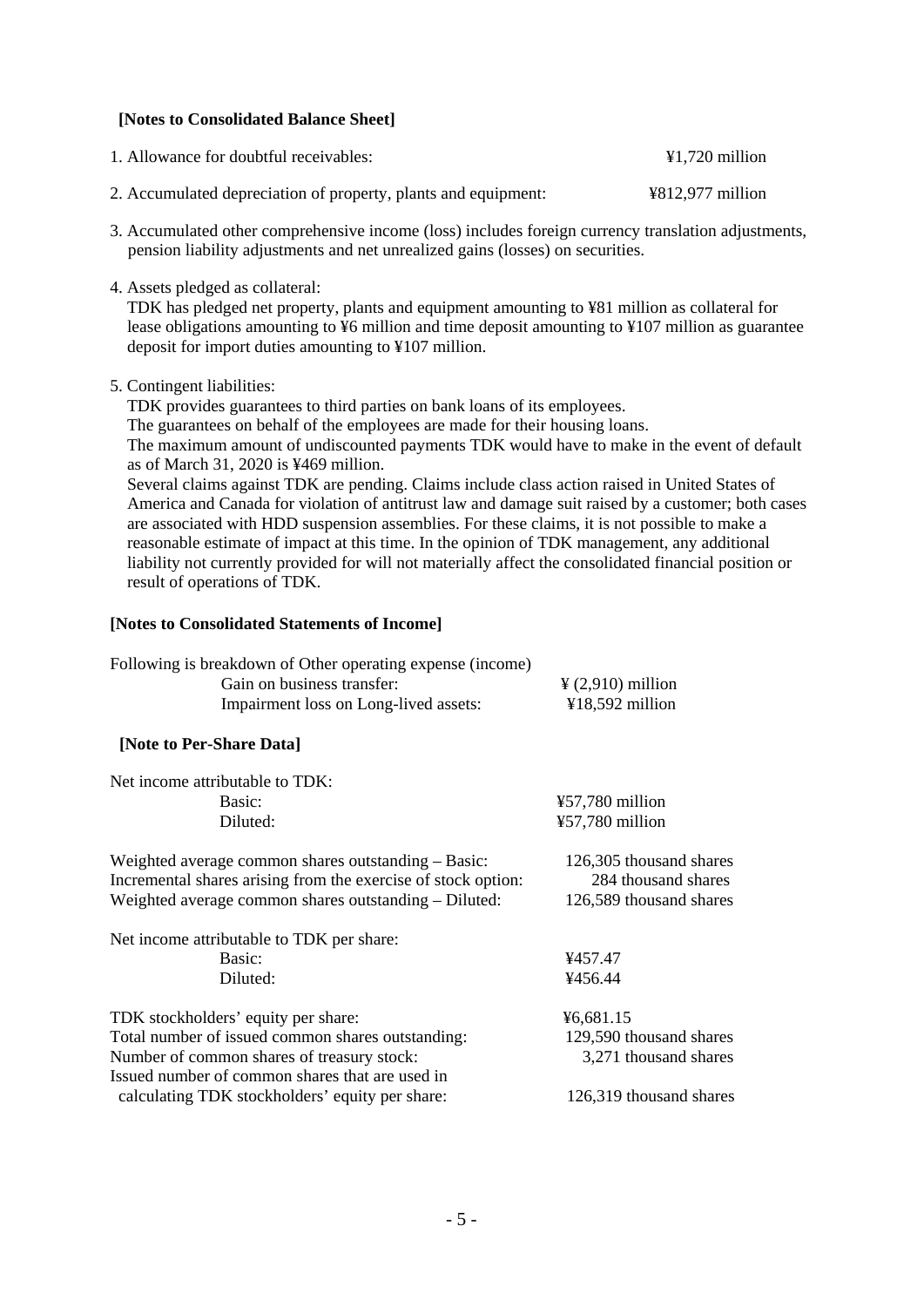**[Notes to Consolidated Balance Sheet]**

1. Allowance for doubtful receivables: ¥1,720 million

2. Accumulated depreciation of property, plants and equipment: ¥812,977 million

3. Accumulated other comprehensive income (loss) includes foreign currency translation adjustments, pension liability adjustments and net unrealized gains (losses) on securities.

4. Assets pledged as collateral:
   TDK has pledged net property, plants and equipment amounting to ¥81 million as collateral for lease obligations amounting to ¥6 million and time deposit amounting to ¥107 million as guarantee deposit for import duties amounting to ¥107 million.

5. Contingent liabilities:
   TDK provides guarantees to third parties on bank loans of its employees.
   The guarantees on behalf of the employees are made for their housing loans.
   The maximum amount of undiscounted payments TDK would have to make in the event of default as of March 31, 2020 is ¥469 million.
   Several claims against TDK are pending. Claims include class action raised in United States of America and Canada for violation of antitrust law and damage suit raised by a customer; both cases are associated with HDD suspension assemblies. For these claims, it is not possible to make a reasonable estimate of impact at this time. In the opinion of TDK management, any additional liability not currently provided for will not materially affect the consolidated financial position or result of operations of TDK.

**[Notes to Consolidated Statements of Income]**

Following is breakdown of Other operating expense (income)

| | |
|---|---|
| Gain on business transfer: | ¥ (2,910) million |
| Impairment loss on Long-lived assets: | ¥18,592 million |

**[Note to Per-Share Data]**

| | |
|---|---|
| Net income attributable to TDK: | |
| Basic: | ¥57,780 million |
| Diluted: | ¥57,780 million |
| | |
| Weighted average common shares outstanding – Basic: | 126,305 thousand shares |
| Incremental shares arising from the exercise of stock option: | 284 thousand shares |
| Weighted average common shares outstanding – Diluted: | 126,589 thousand shares |
| | |
| Net income attributable to TDK per share: | |
| Basic: | ¥457.47 |
| Diluted: | ¥456.44 |
| | |
| TDK stockholders' equity per share: | ¥6,681.15 |
| Total number of issued common shares outstanding: | 129,590 thousand shares |
| Number of common shares of treasury stock: | 3,271 thousand shares |
| Issued number of common shares that are used in calculating TDK stockholders' equity per share: | 126,319 thousand shares |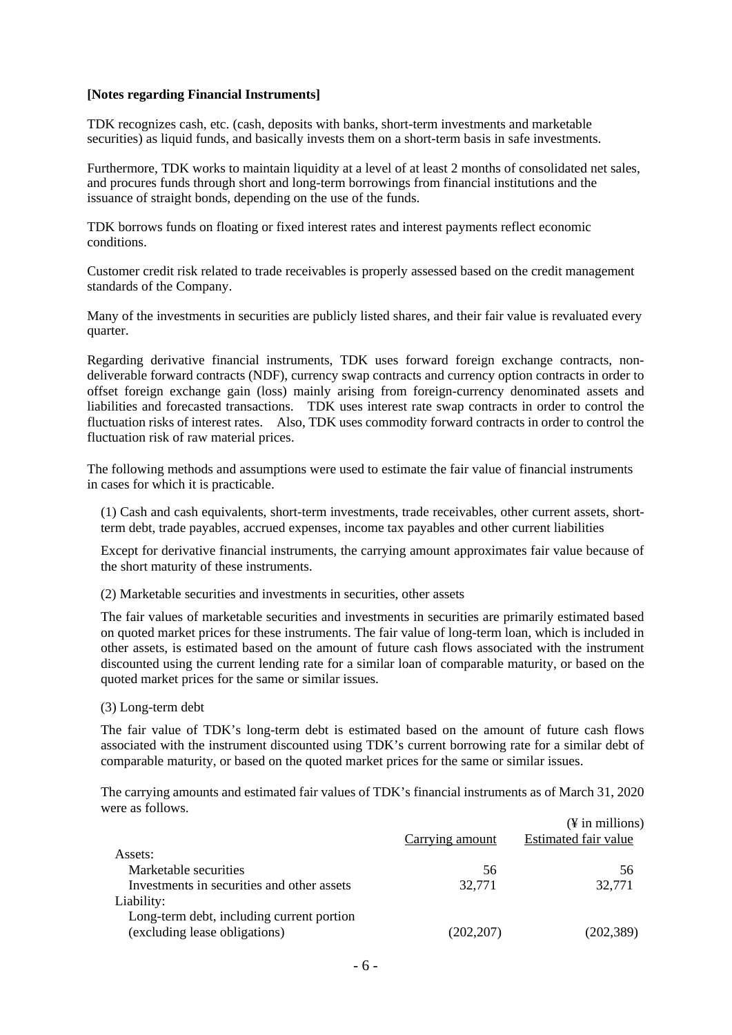**[Notes regarding Financial Instruments]**

TDK recognizes cash, etc. (cash, deposits with banks, short-term investments and marketable securities) as liquid funds, and basically invests them on a short-term basis in safe investments.

Furthermore, TDK works to maintain liquidity at a level of at least 2 months of consolidated net sales, and procures funds through short and long-term borrowings from financial institutions and the issuance of straight bonds, depending on the use of the funds.

TDK borrows funds on floating or fixed interest rates and interest payments reflect economic conditions.

Customer credit risk related to trade receivables is properly assessed based on the credit management standards of the Company.

Many of the investments in securities are publicly listed shares, and their fair value is revaluated every quarter.

Regarding derivative financial instruments, TDK uses forward foreign exchange contracts, non-deliverable forward contracts (NDF), currency swap contracts and currency option contracts in order to offset foreign exchange gain (loss) mainly arising from foreign-currency denominated assets and liabilities and forecasted transactions. TDK uses interest rate swap contracts in order to control the fluctuation risks of interest rates. Also, TDK uses commodity forward contracts in order to control the fluctuation risk of raw material prices.

The following methods and assumptions were used to estimate the fair value of financial instruments in cases for which it is practicable.

(1) Cash and cash equivalents, short-term investments, trade receivables, other current assets, short-term debt, trade payables, accrued expenses, income tax payables and other current liabilities

Except for derivative financial instruments, the carrying amount approximates fair value because of the short maturity of these instruments.

(2) Marketable securities and investments in securities, other assets

The fair values of marketable securities and investments in securities are primarily estimated based on quoted market prices for these instruments. The fair value of long-term loan, which is included in other assets, is estimated based on the amount of future cash flows associated with the instrument discounted using the current lending rate for a similar loan of comparable maturity, or based on the quoted market prices for the same or similar issues.

(3) Long-term debt

The fair value of TDK's long-term debt is estimated based on the amount of future cash flows associated with the instrument discounted using TDK's current borrowing rate for a similar debt of comparable maturity, or based on the quoted market prices for the same or similar issues.

The carrying amounts and estimated fair values of TDK's financial instruments as of March 31, 2020 were as follows.

(¥ in millions)

| | Carrying amount | Estimated fair value |
|---|---|---|
| Assets: | | |
| Marketable securities | 56 | 56 |
| Investments in securities and other assets | 32,771 | 32,771 |
| Liability: | | |
| Long-term debt, including current portion (excluding lease obligations) | (202,207) | (202,389) |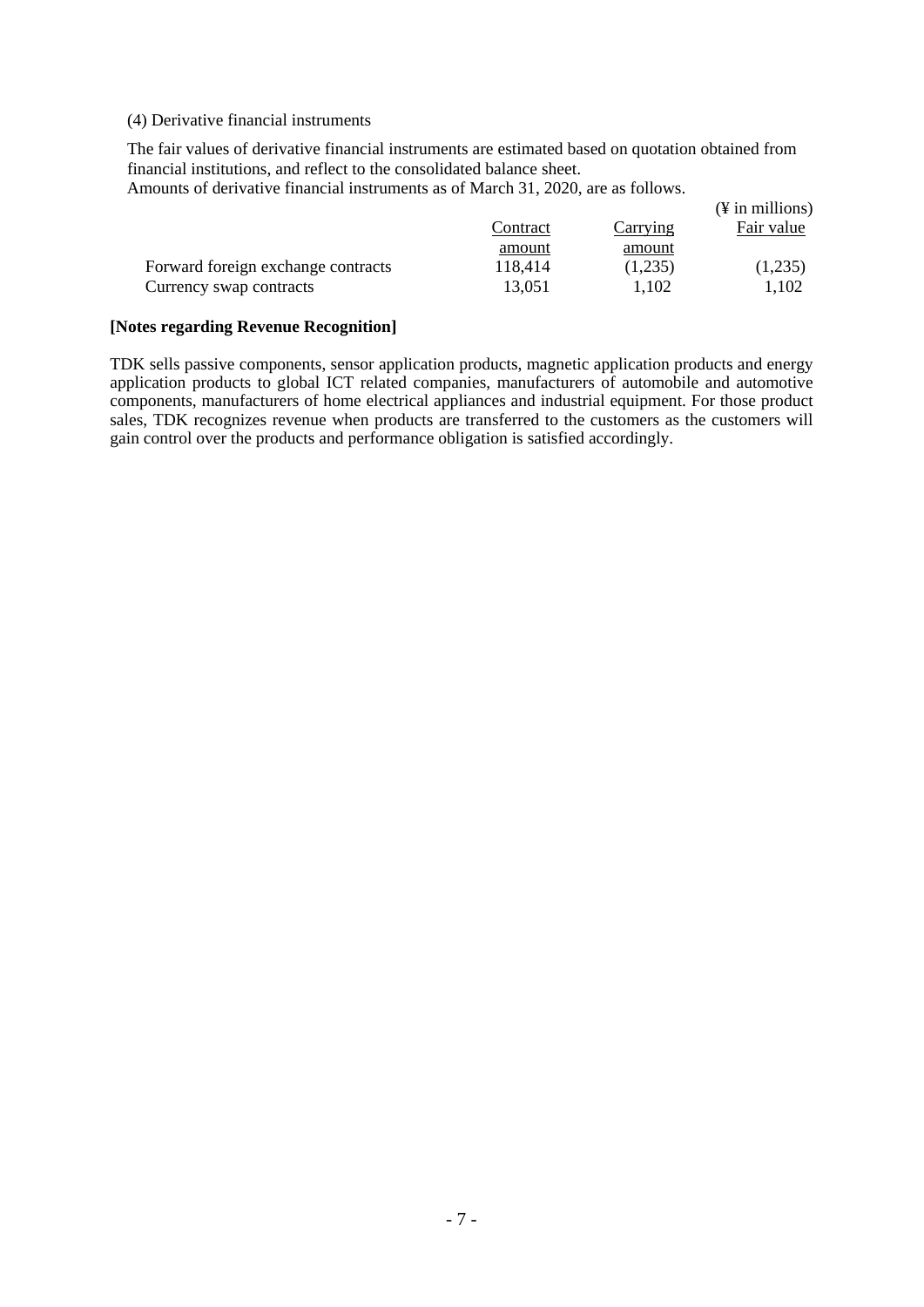(4) Derivative financial instruments

The fair values of derivative financial instruments are estimated based on quotation obtained from financial institutions, and reflect to the consolidated balance sheet.
Amounts of derivative financial instruments as of March 31, 2020, are as follows.

(¥ in millions)

| | Contract amount | Carrying amount | Fair value |
|---|---|---|---|
| Forward foreign exchange contracts | 118,414 | (1,235) | (1,235) |
| Currency swap contracts | 13,051 | 1,102 | 1,102 |

**[Notes regarding Revenue Recognition]**

TDK sells passive components, sensor application products, magnetic application products and energy application products to global ICT related companies, manufacturers of automobile and automotive components, manufacturers of home electrical appliances and industrial equipment. For those product sales, TDK recognizes revenue when products are transferred to the customers as the customers will gain control over the products and performance obligation is satisfied accordingly.